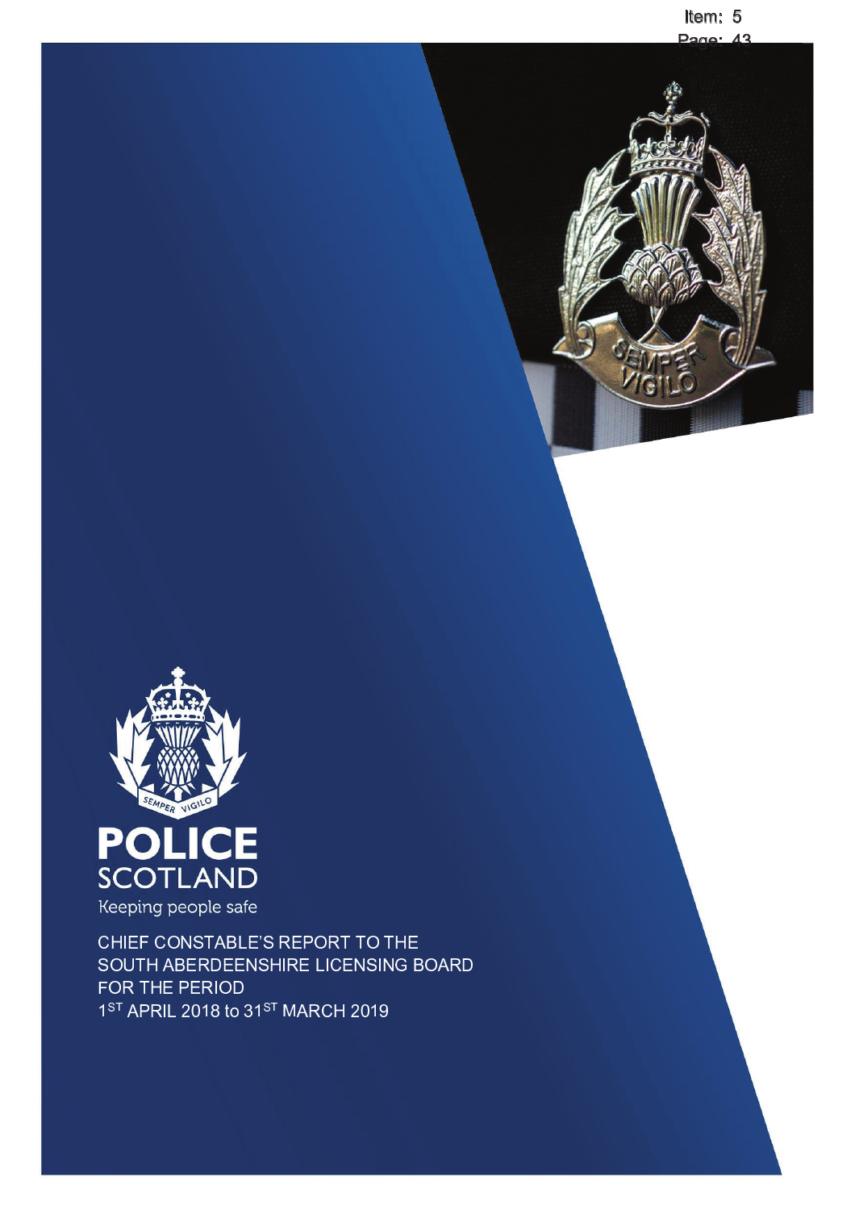Item: 5
Page: 43

**POLICE SCOTLAND**

Keeping people safe

CHIEF CONSTABLE'S REPORT TO THE SOUTH ABERDEENSHIRE LICENSING BOARD FOR THE PERIOD 1ST APRIL 2018 to 31ST MARCH 2019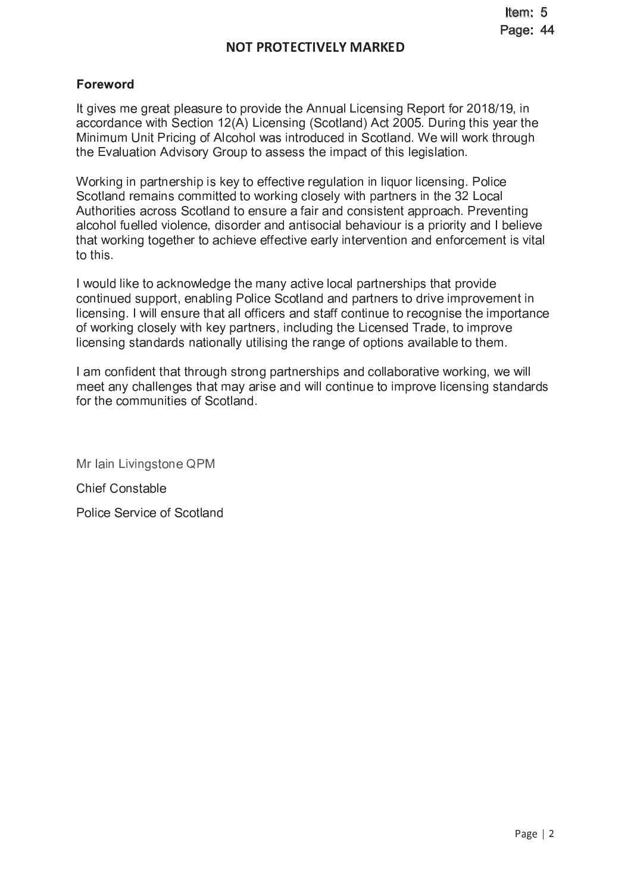## Foreword

It gives me great pleasure to provide the Annual Licensing Report for 2018/19, in accordance with Section 12(A) Licensing (Scotland) Act 2005. During this year the Minimum Unit Pricing of Alcohol was introduced in Scotland. We will work through the Evaluation Advisory Group to assess the impact of this legislation.

Working in partnership is key to effective regulation in liquor licensing. Police Scotland remains committed to working closely with partners in the 32 Local Authorities across Scotland to ensure a fair and consistent approach. Preventing alcohol fuelled violence, disorder and antisocial behaviour is a priority and I believe that working together to achieve effective early intervention and enforcement is vital to this.

I would like to acknowledge the many active local partnerships that provide continued support, enabling Police Scotland and partners to drive improvement in licensing. I will ensure that all officers and staff continue to recognise the importance of working closely with key partners, including the Licensed Trade, to improve licensing standards nationally utilising the range of options available to them.

I am confident that through strong partnerships and collaborative working, we will meet any challenges that may arise and will continue to improve licensing standards for the communities of Scotland.

Mr Iain Livingstone QPM

Chief Constable

Police Service of Scotland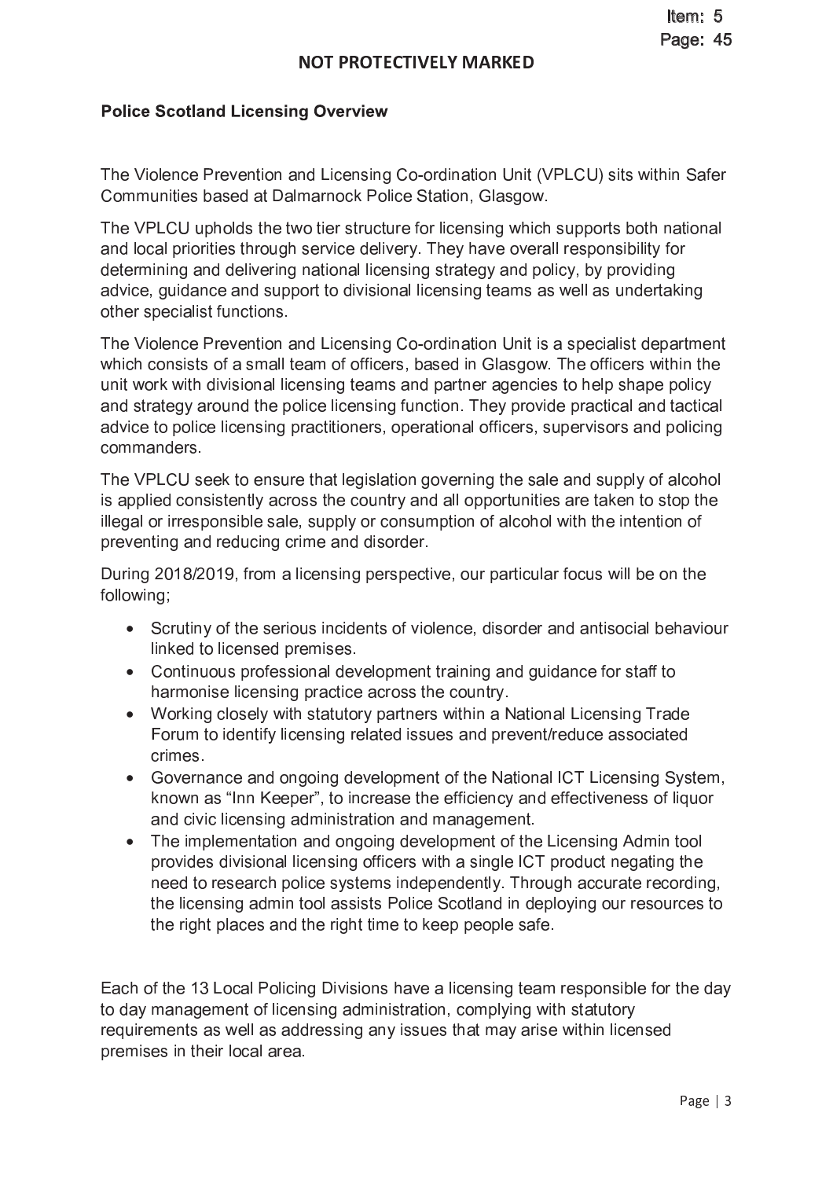**Police Scotland Licensing Overview**

The Violence Prevention and Licensing Co-ordination Unit (VPLCU) sits within Safer Communities based at Dalmarnock Police Station, Glasgow.

The VPLCU upholds the two tier structure for licensing which supports both national and local priorities through service delivery. They have overall responsibility for determining and delivering national licensing strategy and policy, by providing advice, guidance and support to divisional licensing teams as well as undertaking other specialist functions.

The Violence Prevention and Licensing Co-ordination Unit is a specialist department which consists of a small team of officers, based in Glasgow. The officers within the unit work with divisional licensing teams and partner agencies to help shape policy and strategy around the police licensing function. They provide practical and tactical advice to police licensing practitioners, operational officers, supervisors and policing commanders.

The VPLCU seek to ensure that legislation governing the sale and supply of alcohol is applied consistently across the country and all opportunities are taken to stop the illegal or irresponsible sale, supply or consumption of alcohol with the intention of preventing and reducing crime and disorder.

During 2018/2019, from a licensing perspective, our particular focus will be on the following;

- Scrutiny of the serious incidents of violence, disorder and antisocial behaviour linked to licensed premises.
- Continuous professional development training and guidance for staff to harmonise licensing practice across the country.
- Working closely with statutory partners within a National Licensing Trade Forum to identify licensing related issues and prevent/reduce associated crimes.
- Governance and ongoing development of the National ICT Licensing System, known as "Inn Keeper", to increase the efficiency and effectiveness of liquor and civic licensing administration and management.
- The implementation and ongoing development of the Licensing Admin tool provides divisional licensing officers with a single ICT product negating the need to research police systems independently. Through accurate recording, the licensing admin tool assists Police Scotland in deploying our resources to the right places and the right time to keep people safe.

Each of the 13 Local Policing Divisions have a licensing team responsible for the day to day management of licensing administration, complying with statutory requirements as well as addressing any issues that may arise within licensed premises in their local area.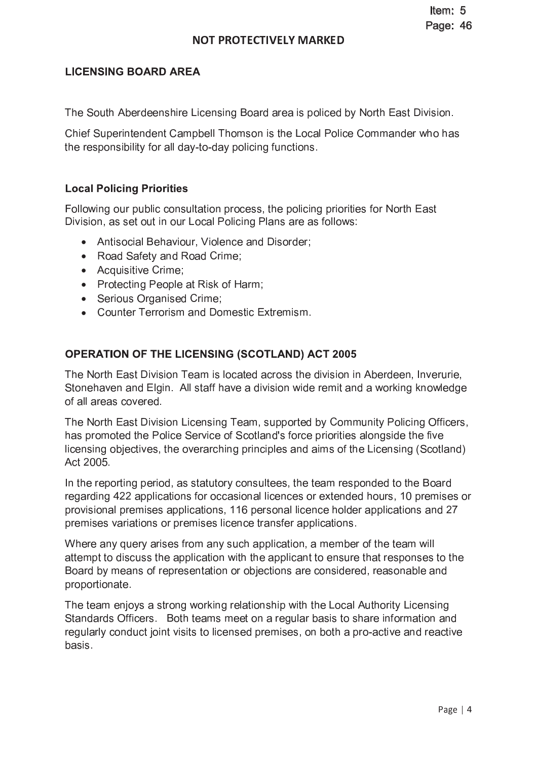NOT PROTECTIVELY MARKED

## LICENSING BOARD AREA

The South Aberdeenshire Licensing Board area is policed by North East Division.

Chief Superintendent Campbell Thomson is the Local Police Commander who has the responsibility for all day-to-day policing functions.

### Local Policing Priorities

Following our public consultation process, the policing priorities for North East Division, as set out in our Local Policing Plans are as follows:

- Antisocial Behaviour, Violence and Disorder;
- Road Safety and Road Crime;
- Acquisitive Crime;
- Protecting People at Risk of Harm;
- Serious Organised Crime;
- Counter Terrorism and Domestic Extremism.

## OPERATION OF THE LICENSING (SCOTLAND) ACT 2005

The North East Division Team is located across the division in Aberdeen, Inverurie, Stonehaven and Elgin. All staff have a division wide remit and a working knowledge of all areas covered.

The North East Division Licensing Team, supported by Community Policing Officers, has promoted the Police Service of Scotland's force priorities alongside the five licensing objectives, the overarching principles and aims of the Licensing (Scotland) Act 2005.

In the reporting period, as statutory consultees, the team responded to the Board regarding 422 applications for occasional licences or extended hours, 10 premises or provisional premises applications, 116 personal licence holder applications and 27 premises variations or premises licence transfer applications.

Where any query arises from any such application, a member of the team will attempt to discuss the application with the applicant to ensure that responses to the Board by means of representation or objections are considered, reasonable and proportionate.

The team enjoys a strong working relationship with the Local Authority Licensing Standards Officers. Both teams meet on a regular basis to share information and regularly conduct joint visits to licensed premises, on both a pro-active and reactive basis.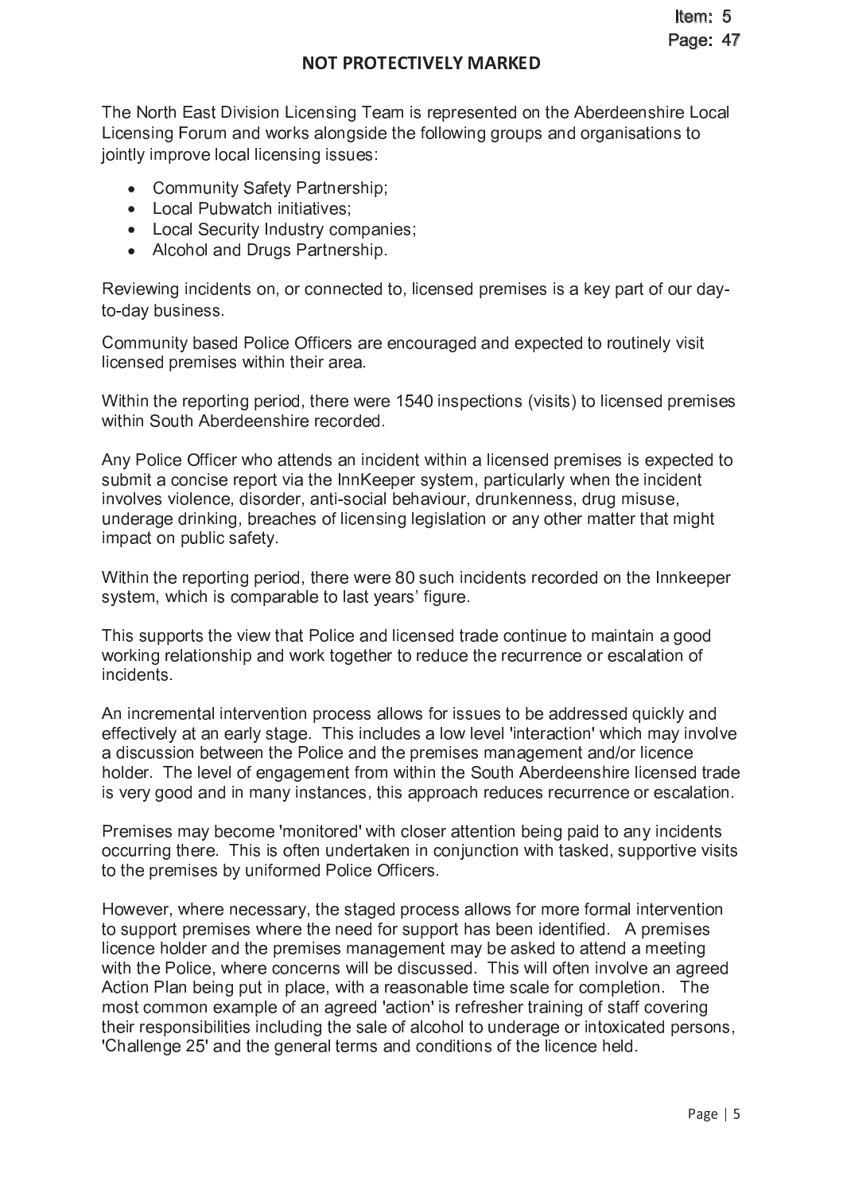The North East Division Licensing Team is represented on the Aberdeenshire Local Licensing Forum and works alongside the following groups and organisations to jointly improve local licensing issues:

- Community Safety Partnership;
- Local Pubwatch initiatives;
- Local Security Industry companies;
- Alcohol and Drugs Partnership.

Reviewing incidents on, or connected to, licensed premises is a key part of our day-to-day business.

Community based Police Officers are encouraged and expected to routinely visit licensed premises within their area.

Within the reporting period, there were 1540 inspections (visits) to licensed premises within South Aberdeenshire recorded.

Any Police Officer who attends an incident within a licensed premises is expected to submit a concise report via the InnKeeper system, particularly when the incident involves violence, disorder, anti-social behaviour, drunkenness, drug misuse, underage drinking, breaches of licensing legislation or any other matter that might impact on public safety.

Within the reporting period, there were 80 such incidents recorded on the Innkeeper system, which is comparable to last years' figure.

This supports the view that Police and licensed trade continue to maintain a good working relationship and work together to reduce the recurrence or escalation of incidents.

An incremental intervention process allows for issues to be addressed quickly and effectively at an early stage. This includes a low level 'interaction' which may involve a discussion between the Police and the premises management and/or licence holder. The level of engagement from within the South Aberdeenshire licensed trade is very good and in many instances, this approach reduces recurrence or escalation.

Premises may become 'monitored' with closer attention being paid to any incidents occurring there. This is often undertaken in conjunction with tasked, supportive visits to the premises by uniformed Police Officers.

However, where necessary, the staged process allows for more formal intervention to support premises where the need for support has been identified. A premises licence holder and the premises management may be asked to attend a meeting with the Police, where concerns will be discussed. This will often involve an agreed Action Plan being put in place, with a reasonable time scale for completion. The most common example of an agreed 'action' is refresher training of staff covering their responsibilities including the sale of alcohol to underage or intoxicated persons, 'Challenge 25' and the general terms and conditions of the licence held.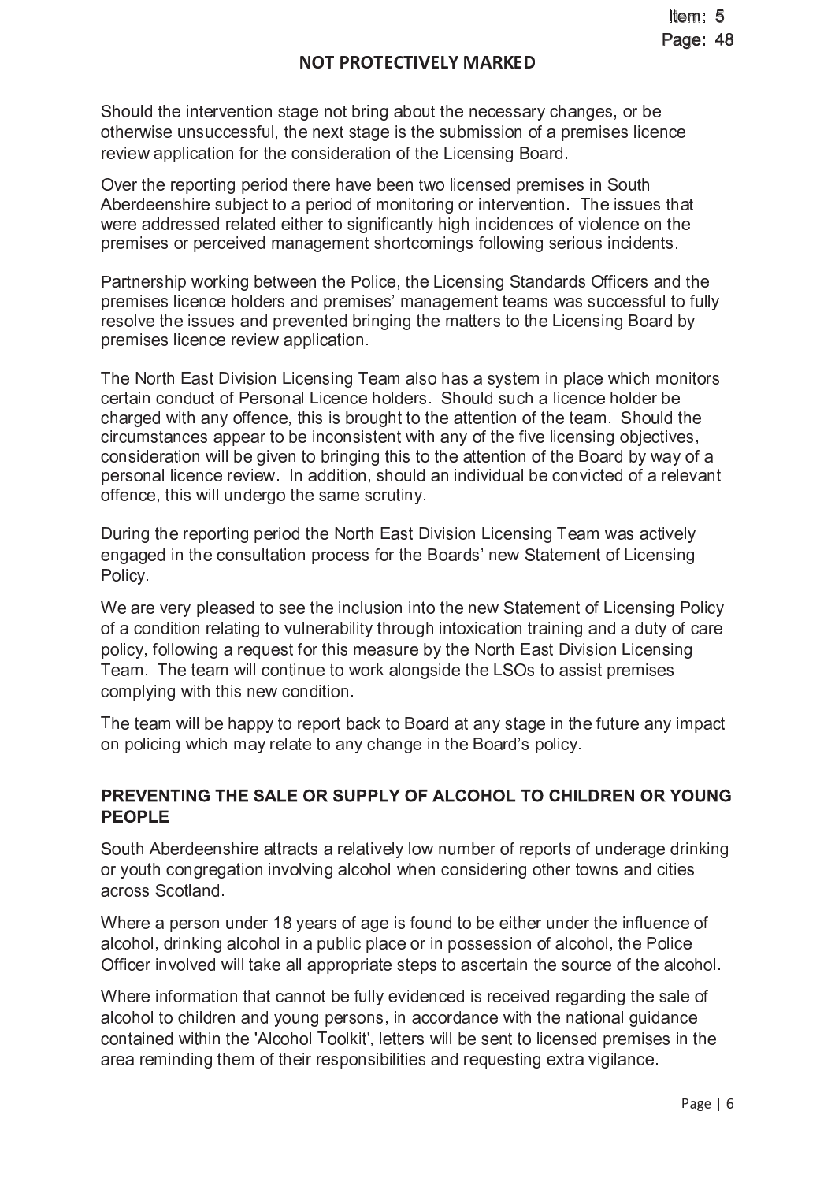Should the intervention stage not bring about the necessary changes, or be otherwise unsuccessful, the next stage is the submission of a premises licence review application for the consideration of the Licensing Board.

Over the reporting period there have been two licensed premises in South Aberdeenshire subject to a period of monitoring or intervention. The issues that were addressed related either to significantly high incidences of violence on the premises or perceived management shortcomings following serious incidents.

Partnership working between the Police, the Licensing Standards Officers and the premises licence holders and premises' management teams was successful to fully resolve the issues and prevented bringing the matters to the Licensing Board by premises licence review application.

The North East Division Licensing Team also has a system in place which monitors certain conduct of Personal Licence holders. Should such a licence holder be charged with any offence, this is brought to the attention of the team. Should the circumstances appear to be inconsistent with any of the five licensing objectives, consideration will be given to bringing this to the attention of the Board by way of a personal licence review. In addition, should an individual be convicted of a relevant offence, this will undergo the same scrutiny.

During the reporting period the North East Division Licensing Team was actively engaged in the consultation process for the Boards' new Statement of Licensing Policy.

We are very pleased to see the inclusion into the new Statement of Licensing Policy of a condition relating to vulnerability through intoxication training and a duty of care policy, following a request for this measure by the North East Division Licensing Team. The team will continue to work alongside the LSOs to assist premises complying with this new condition.

The team will be happy to report back to Board at any stage in the future any impact on policing which may relate to any change in the Board's policy.

## PREVENTING THE SALE OR SUPPLY OF ALCOHOL TO CHILDREN OR YOUNG PEOPLE

South Aberdeenshire attracts a relatively low number of reports of underage drinking or youth congregation involving alcohol when considering other towns and cities across Scotland.

Where a person under 18 years of age is found to be either under the influence of alcohol, drinking alcohol in a public place or in possession of alcohol, the Police Officer involved will take all appropriate steps to ascertain the source of the alcohol.

Where information that cannot be fully evidenced is received regarding the sale of alcohol to children and young persons, in accordance with the national guidance contained within the 'Alcohol Toolkit', letters will be sent to licensed premises in the area reminding them of their responsibilities and requesting extra vigilance.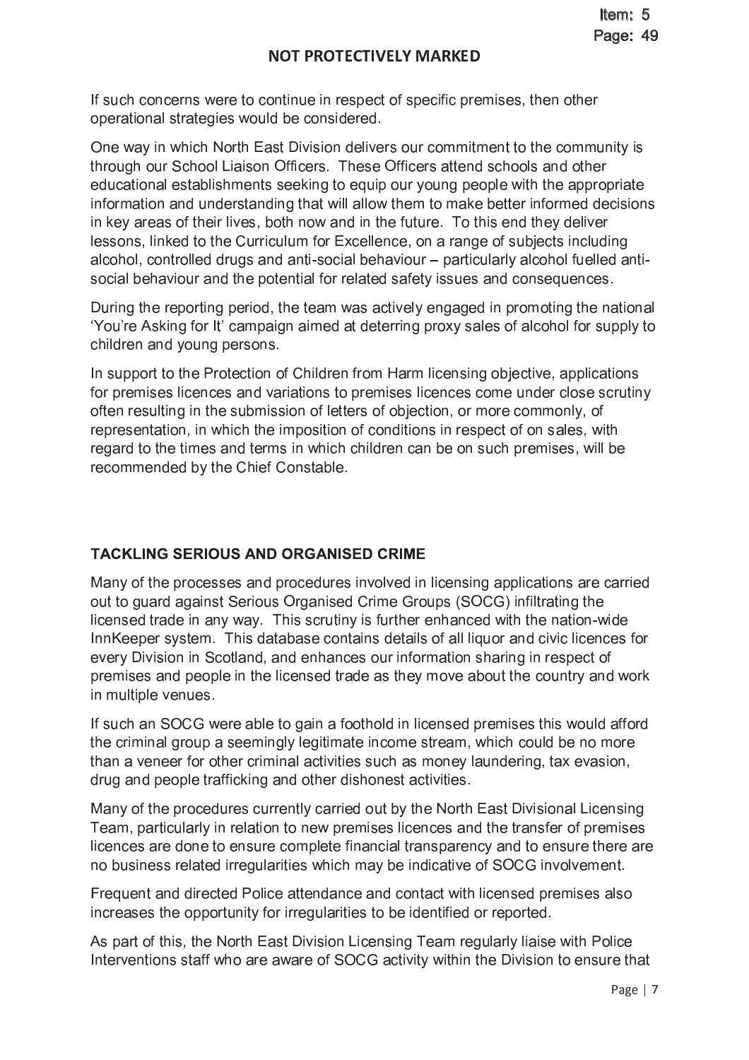If such concerns were to continue in respect of specific premises, then other operational strategies would be considered.

One way in which North East Division delivers our commitment to the community is through our School Liaison Officers. These Officers attend schools and other educational establishments seeking to equip our young people with the appropriate information and understanding that will allow them to make better informed decisions in key areas of their lives, both now and in the future. To this end they deliver lessons, linked to the Curriculum for Excellence, on a range of subjects including alcohol, controlled drugs and anti-social behaviour – particularly alcohol fuelled anti-social behaviour and the potential for related safety issues and consequences.

During the reporting period, the team was actively engaged in promoting the national 'You're Asking for It' campaign aimed at deterring proxy sales of alcohol for supply to children and young persons.

In support to the Protection of Children from Harm licensing objective, applications for premises licences and variations to premises licences come under close scrutiny often resulting in the submission of letters of objection, or more commonly, of representation, in which the imposition of conditions in respect of on sales, with regard to the times and terms in which children can be on such premises, will be recommended by the Chief Constable.

## TACKLING SERIOUS AND ORGANISED CRIME

Many of the processes and procedures involved in licensing applications are carried out to guard against Serious Organised Crime Groups (SOCG) infiltrating the licensed trade in any way. This scrutiny is further enhanced with the nation-wide InnKeeper system. This database contains details of all liquor and civic licences for every Division in Scotland, and enhances our information sharing in respect of premises and people in the licensed trade as they move about the country and work in multiple venues.

If such an SOCG were able to gain a foothold in licensed premises this would afford the criminal group a seemingly legitimate income stream, which could be no more than a veneer for other criminal activities such as money laundering, tax evasion, drug and people trafficking and other dishonest activities.

Many of the procedures currently carried out by the North East Divisional Licensing Team, particularly in relation to new premises licences and the transfer of premises licences are done to ensure complete financial transparency and to ensure there are no business related irregularities which may be indicative of SOCG involvement.

Frequent and directed Police attendance and contact with licensed premises also increases the opportunity for irregularities to be identified or reported.

As part of this, the North East Division Licensing Team regularly liaise with Police Interventions staff who are aware of SOCG activity within the Division to ensure that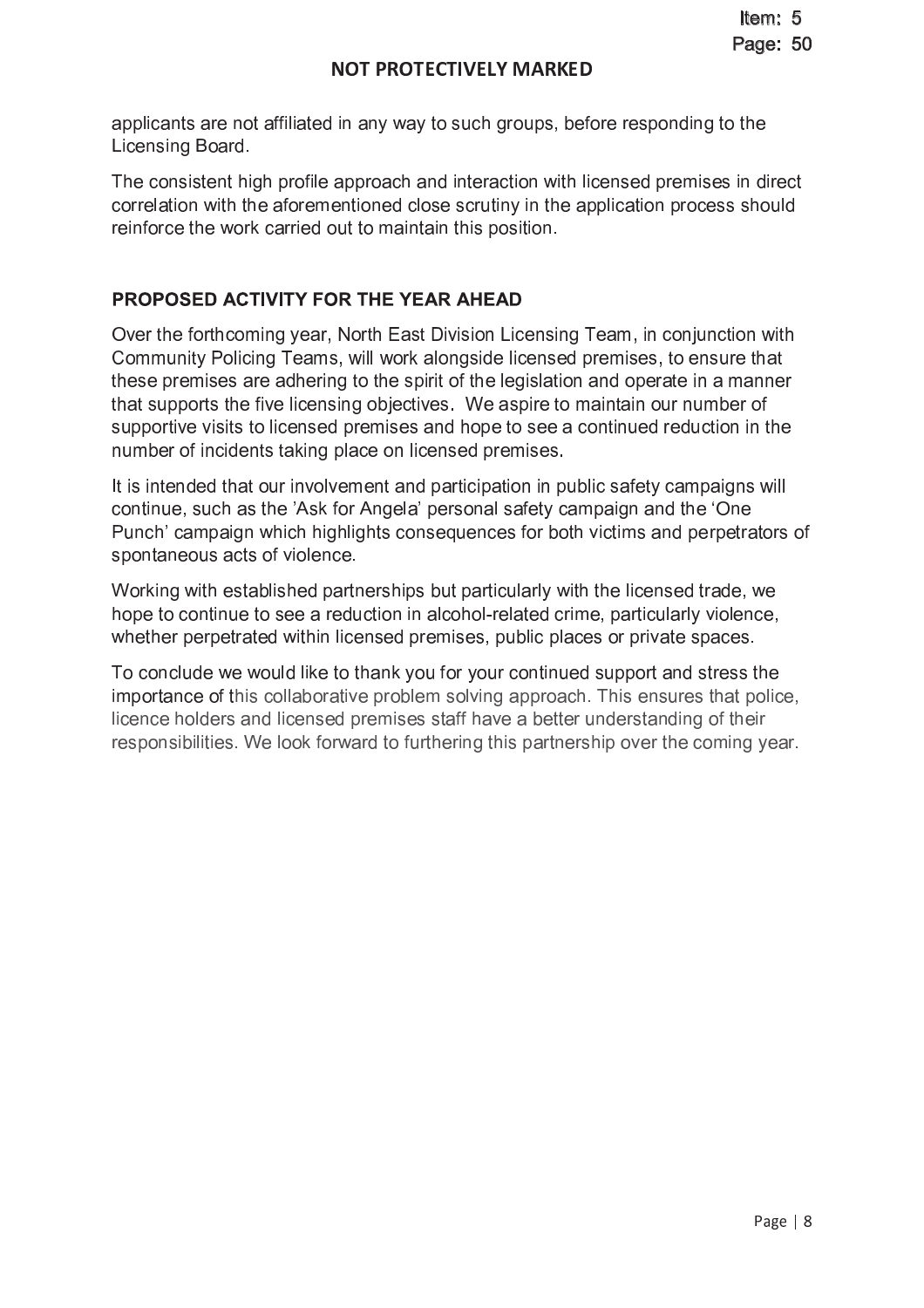applicants are not affiliated in any way to such groups, before responding to the Licensing Board.

The consistent high profile approach and interaction with licensed premises in direct correlation with the aforementioned close scrutiny in the application process should reinforce the work carried out to maintain this position.

## PROPOSED ACTIVITY FOR THE YEAR AHEAD

Over the forthcoming year, North East Division Licensing Team, in conjunction with Community Policing Teams, will work alongside licensed premises, to ensure that these premises are adhering to the spirit of the legislation and operate in a manner that supports the five licensing objectives. We aspire to maintain our number of supportive visits to licensed premises and hope to see a continued reduction in the number of incidents taking place on licensed premises.

It is intended that our involvement and participation in public safety campaigns will continue, such as the 'Ask for Angela' personal safety campaign and the 'One Punch' campaign which highlights consequences for both victims and perpetrators of spontaneous acts of violence.

Working with established partnerships but particularly with the licensed trade, we hope to continue to see a reduction in alcohol-related crime, particularly violence, whether perpetrated within licensed premises, public places or private spaces.

To conclude we would like to thank you for your continued support and stress the importance of this collaborative problem solving approach. This ensures that police, licence holders and licensed premises staff have a better understanding of their responsibilities. We look forward to furthering this partnership over the coming year.